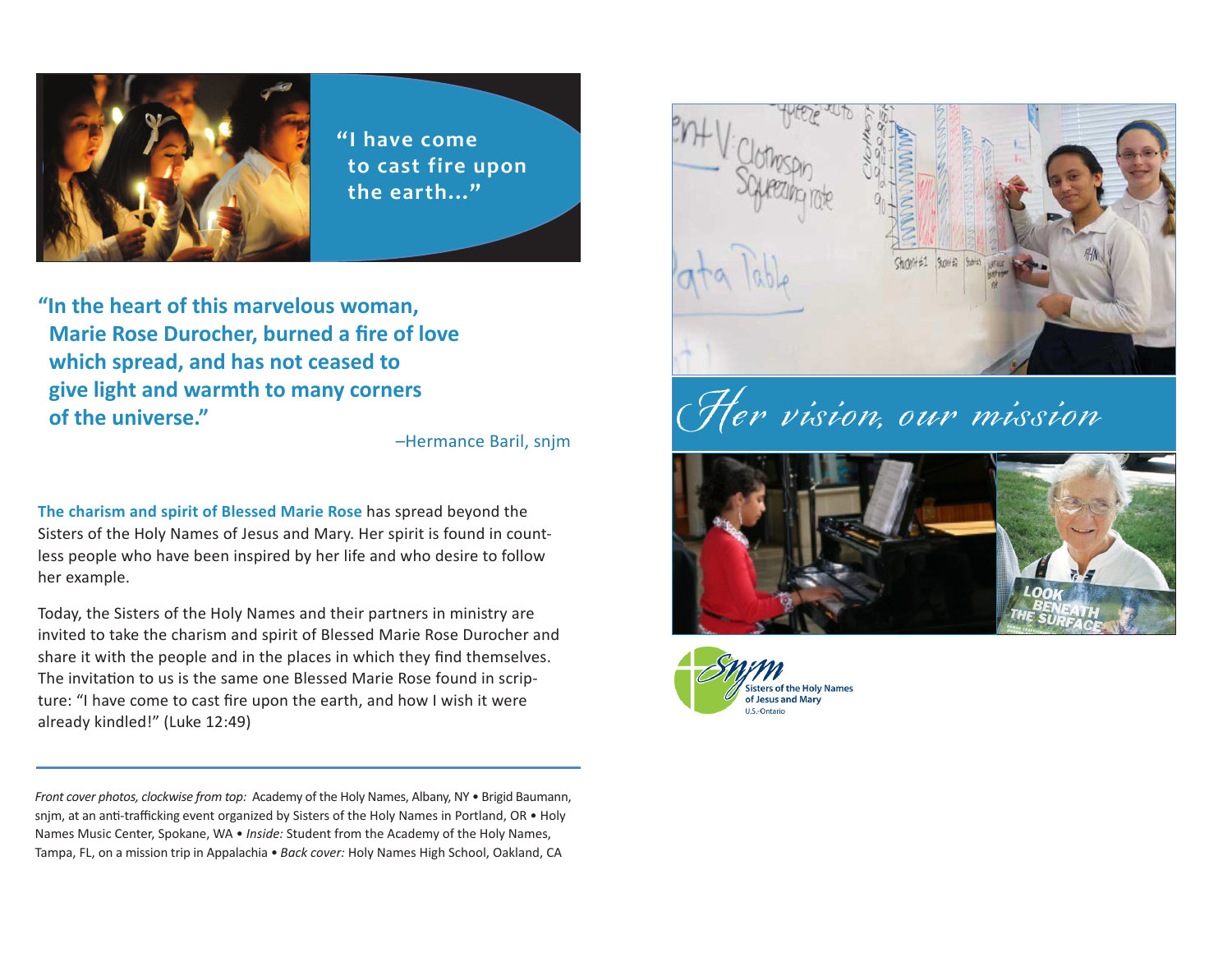"I have come to cast fire upon the earth..."

**"In the heart of this marvelous woman, Marie Rose Durocher, burned a fire of love which spread, and has not ceased to give light and warmth to many corners of the universe."**

–Hermance Baril, snjm

**The charism and spirit of Blessed Marie Rose** has spread beyond the Sisters of the Holy Names of Jesus and Mary. Her spirit is found in countless people who have been inspired by her life and who desire to follow her example.

Today, the Sisters of the Holy Names and their partners in ministry are invited to take the charism and spirit of Blessed Marie Rose Durocher and share it with the people and in the places in which they find themselves. The invitation to us is the same one Blessed Marie Rose found in scripture: "I have come to cast fire upon the earth, and how I wish it were already kindled!" (Luke 12:49)

---

*Front cover photos, clockwise from top:* Academy of the Holy Names, Albany, NY • Brigid Baumann, snjm, at an anti-trafficking event organized by Sisters of the Holy Names in Portland, OR • Holy Names Music Center, Spokane, WA • *Inside:* Student from the Academy of the Holy Names, Tampa, FL, on a mission trip in Appalachia • *Back cover:* Holy Names High School, Oakland, CA

# *Her vision, our mission*

Sisters of the Holy Names of Jesus and Mary
U.S.-Ontario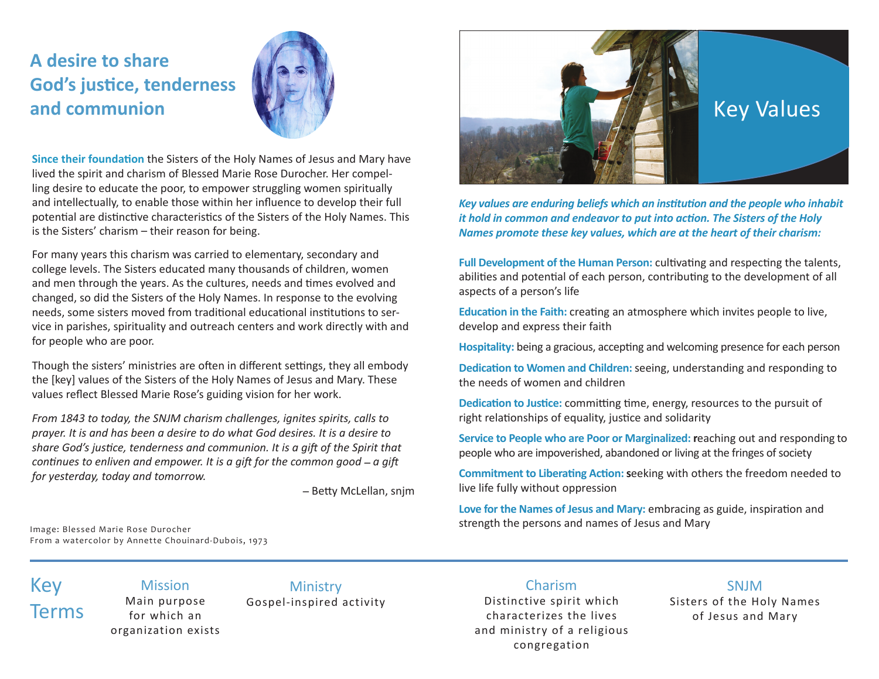## A desire to share God's justice, tenderness and communion

**Since their foundation** the Sisters of the Holy Names of Jesus and Mary have lived the spirit and charism of Blessed Marie Rose Durocher. Her compelling desire to educate the poor, to empower struggling women spiritually and intellectually, to enable those within her influence to develop their full potential are distinctive characteristics of the Sisters of the Holy Names. This is the Sisters' charism – their reason for being.

For many years this charism was carried to elementary, secondary and college levels. The Sisters educated many thousands of children, women and men through the years. As the cultures, needs and times evolved and changed, so did the Sisters of the Holy Names. In response to the evolving needs, some sisters moved from traditional educational institutions to service in parishes, spirituality and outreach centers and work directly with and for people who are poor.

Though the sisters' ministries are often in different settings, they all embody the [key] values of the Sisters of the Holy Names of Jesus and Mary. These values reflect Blessed Marie Rose's guiding vision for her work.

*From 1843 to today, the SNJM charism challenges, ignites spirits, calls to prayer. It is and has been a desire to do what God desires. It is a desire to share God's justice, tenderness and communion. It is a gift of the Spirit that continues to enliven and empower. It is a gift for the common good – a gift for yesterday, today and tomorrow.*

– Betty McLellan, snjm

Image: Blessed Marie Rose Durocher
From a watercolor by Annette Chouinard-Dubois, 1973

## Key Values

***Key values are enduring beliefs which an institution and the people who inhabit it hold in common and endeavor to put into action. The Sisters of the Holy Names promote these key values, which are at the heart of their charism:***

**Full Development of the Human Person:** cultivating and respecting the talents, abilities and potential of each person, contributing to the development of all aspects of a person's life

**Education in the Faith:** creating an atmosphere which invites people to live, develop and express their faith

**Hospitality:** being a gracious, accepting and welcoming presence for each person

**Dedication to Women and Children:** seeing, understanding and responding to the needs of women and children

**Dedication to Justice:** committing time, energy, resources to the pursuit of right relationships of equality, justice and solidarity

**Service to People who are Poor or Marginalized:** **r**eaching out and responding to people who are impoverished, abandoned or living at the fringes of society

**Commitment to Liberating Action:** **s**eeking with others the freedom needed to live life fully without oppression

**Love for the Names of Jesus and Mary:** embracing as guide, inspiration and strength the persons and names of Jesus and Mary

## Key Terms

**Mission**
Main purpose for which an organization exists

**Ministry**
Gospel-inspired activity

**Charism**
Distinctive spirit which characterizes the lives and ministry of a religious congregation

**SNJM**
Sisters of the Holy Names of Jesus and Mary